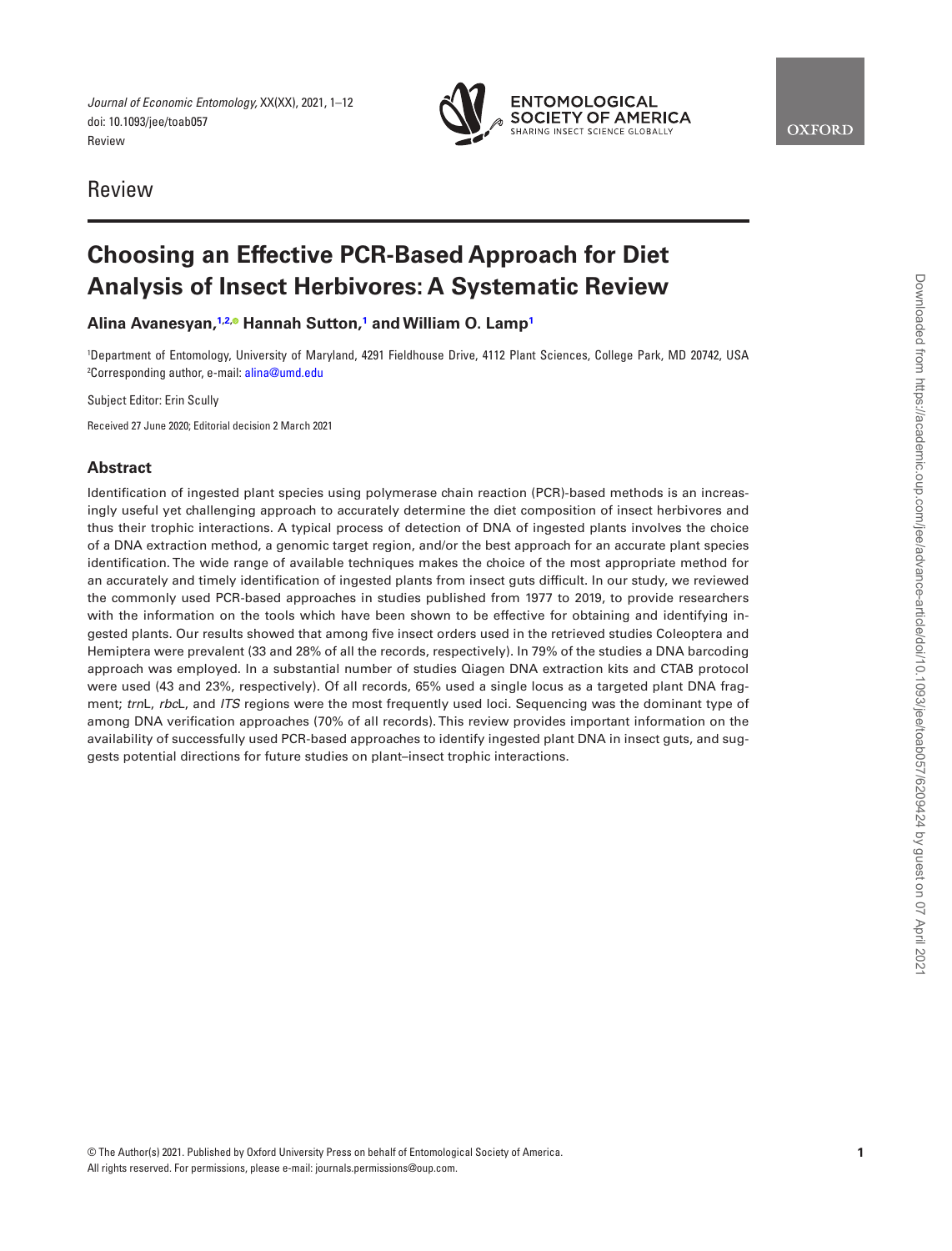Review

# Choosing an Effective PCR-Based Approach for Diet Analysis of Insect Herbivores: A Systematic Review

**Alina Avanesyan,[1,2] Hannah Sutton,[1] and William O. Lamp[1]**

[1]Department of Entomology, University of Maryland, 4291 Fieldhouse Drive, 4112 Plant Sciences, College Park, MD 20742, USA
[2]Corresponding author, e-mail: alina@umd.edu

Subject Editor: Erin Scully

Received 27 June 2020; Editorial decision 2 March 2021

## Abstract

Identification of ingested plant species using polymerase chain reaction (PCR)-based methods is an increasingly useful yet challenging approach to accurately determine the diet composition of insect herbivores and thus their trophic interactions. A typical process of detection of DNA of ingested plants involves the choice of a DNA extraction method, a genomic target region, and/or the best approach for an accurate plant species identification. The wide range of available techniques makes the choice of the most appropriate method for an accurately and timely identification of ingested plants from insect guts difficult. In our study, we reviewed the commonly used PCR-based approaches in studies published from 1977 to 2019, to provide researchers with the information on the tools which have been shown to be effective for obtaining and identifying ingested plants. Our results showed that among five insect orders used in the retrieved studies Coleoptera and Hemiptera were prevalent (33 and 28% of all the records, respectively). In 79% of the studies a DNA barcoding approach was employed. In a substantial number of studies Qiagen DNA extraction kits and CTAB protocol were used (43 and 23%, respectively). Of all records, 65% used a single locus as a targeted plant DNA fragment; *trn*L, *rbc*L, and *ITS* regions were the most frequently used loci. Sequencing was the dominant type of among DNA verification approaches (70% of all records). This review provides important information on the availability of successfully used PCR-based approaches to identify ingested plant DNA in insect guts, and suggests potential directions for future studies on plant–insect trophic interactions.

© The Author(s) 2021. Published by Oxford University Press on behalf of Entomological Society of America.
All rights reserved. For permissions, please e-mail: journals.permissions@oup.com.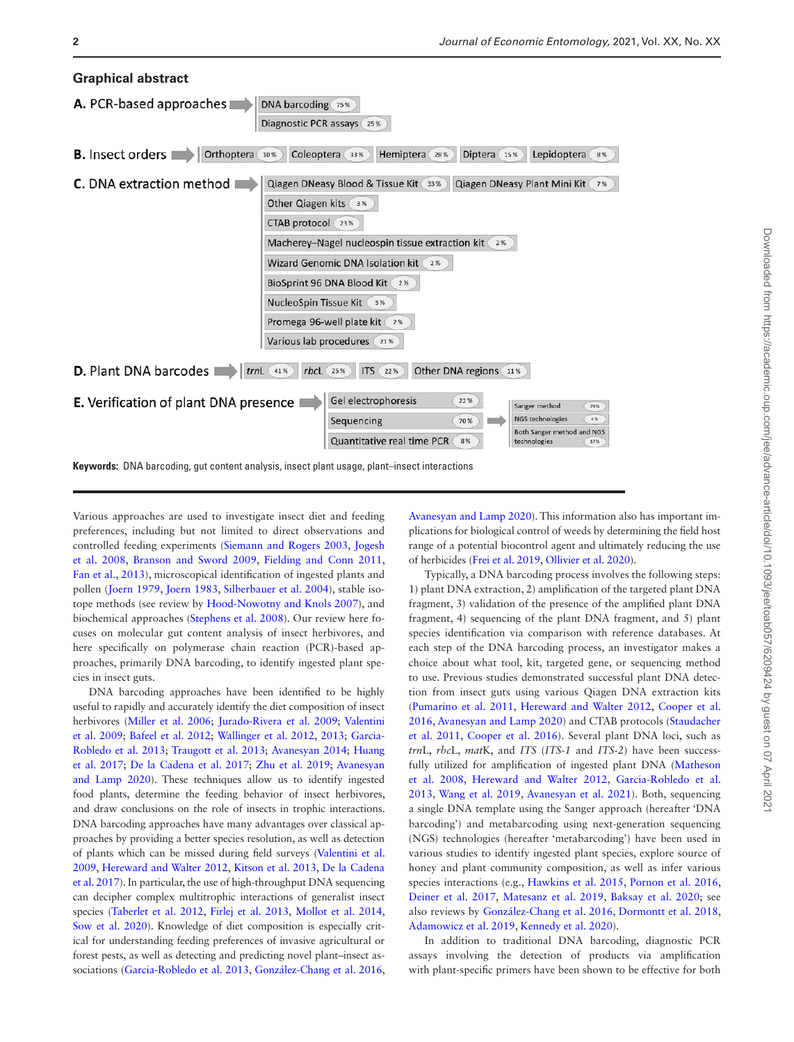## Graphical abstract

**A.** PCR-based approaches → DNA barcoding 75% ; Diagnostic PCR assays 25%

**B.** Insect orders → Orthoptera 10% ; Coleoptera 33% ; Hemiptera 28% ; Diptera 15% ; Lepidoptera 8%

**C.** DNA extraction method → Qiagen DNeasy Blood & Tissue Kit 33% ; Qiagen DNeasy Plant Mini Kit 7% ; Other Qiagen kits 3% ; CTAB protocol 23% ; Macherey–Nagel nucleospin tissue extraction kit 2% ; Wizard Genomic DNA Isolation kit 2% ; BioSprint 96 DNA Blood Kit 2% ; NucleoSpin Tissue Kit 5% ; Promega 96-well plate kit 2% ; Various lab procedures 21%

**D.** Plant DNA barcodes → *trnL* 41% ; *rbcL* 25% ; ITS 22% ; Other DNA regions 11%

**E.** Verification of plant DNA presence → Gel electrophoresis 22% ; Sequencing 70% ; Quantitative real time PCR 8%
Sequencing → Sanger method 79% ; NGS technologies 4% ; Both Sanger method and NGS technologies 17%

**Keywords:** DNA barcoding, gut content analysis, insect plant usage, plant–insect interactions

Various approaches are used to investigate insect diet and feeding preferences, including but not limited to direct observations and controlled feeding experiments (Siemann and Rogers 2003, Jogesh et al. 2008, Branson and Sword 2009, Fielding and Conn 2011, Fan et al., 2013), microscopical identification of ingested plants and pollen (Joern 1979, Joern 1983, Silberbauer et al. 2004), stable isotope methods (see review by Hood-Nowotny and Knols 2007), and biochemical approaches (Stephens et al. 2008). Our review here focuses on molecular gut content analysis of insect herbivores, and here specifically on polymerase chain reaction (PCR)-based approaches, primarily DNA barcoding, to identify ingested plant species in insect guts.

DNA barcoding approaches have been identified to be highly useful to rapidly and accurately identify the diet composition of insect herbivores (Miller et al. 2006; Jurado-Rivera et al. 2009; Valentini et al. 2009; Bafeel et al. 2012; Wallinger et al. 2012, 2013; Garcia-Robledo et al. 2013; Traugott et al. 2013; Avanesyan 2014; Huang et al. 2017; De la Cadena et al. 2017; Zhu et al. 2019; Avanesyan and Lamp 2020). These techniques allow us to identify ingested food plants, determine the feeding behavior of insect herbivores, and draw conclusions on the role of insects in trophic interactions. DNA barcoding approaches have many advantages over classical approaches by providing a better species resolution, as well as detection of plants which can be missed during field surveys (Valentini et al. 2009, Hereward and Walter 2012, Kitson et al. 2013, De la Cadena et al. 2017). In particular, the use of high-throughput DNA sequencing can decipher complex multitrophic interactions of generalist insect species (Taberlet et al. 2012, Firlej et al. 2013, Mollot et al. 2014, Sow et al. 2020). Knowledge of diet composition is especially critical for understanding feeding preferences of invasive agricultural or forest pests, as well as detecting and predicting novel plant–insect associations (Garcia-Robledo et al. 2013, González-Chang et al. 2016, Avanesyan and Lamp 2020). This information also has important implications for biological control of weeds by determining the field host range of a potential biocontrol agent and ultimately reducing the use of herbicides (Frei et al. 2019, Ollivier et al. 2020).

Typically, a DNA barcoding process involves the following steps: 1) plant DNA extraction, 2) amplification of the targeted plant DNA fragment, 3) validation of the presence of the amplified plant DNA fragment, 4) sequencing of the plant DNA fragment, and 5) plant species identification via comparison with reference databases. At each step of the DNA barcoding process, an investigator makes a choice about what tool, kit, targeted gene, or sequencing method to use. Previous studies demonstrated successful plant DNA detection from insect guts using various Qiagen DNA extraction kits (Pumarino et al. 2011, Hereward and Walter 2012, Cooper et al. 2016, Avanesyan and Lamp 2020) and CTAB protocols (Staudacher et al. 2011, Cooper et al. 2016). Several plant DNA loci, such as *trn*L, *rbc*L, *mat*K, and *ITS* (*ITS-1* and *ITS-2*) have been successfully utilized for amplification of ingested plant DNA (Matheson et al. 2008, Hereward and Walter 2012, Garcia-Robledo et al. 2013, Wang et al. 2019, Avanesyan et al. 2021). Both, sequencing a single DNA template using the Sanger approach (hereafter 'DNA barcoding') and metabarcoding using next-generation sequencing (NGS) technologies (hereafter 'metabarcoding') have been used in various studies to identify ingested plant species, explore source of honey and plant community composition, as well as infer various species interactions (e.g., Hawkins et al. 2015, Pornon et al. 2016, Deiner et al. 2017, Matesanz et al. 2019, Baksay et al. 2020; see also reviews by González-Chang et al. 2016, Dormontt et al. 2018, Adamowicz et al. 2019, Kennedy et al. 2020).

In addition to traditional DNA barcoding, diagnostic PCR assays involving the detection of products via amplification with plant-specific primers have been shown to be effective for both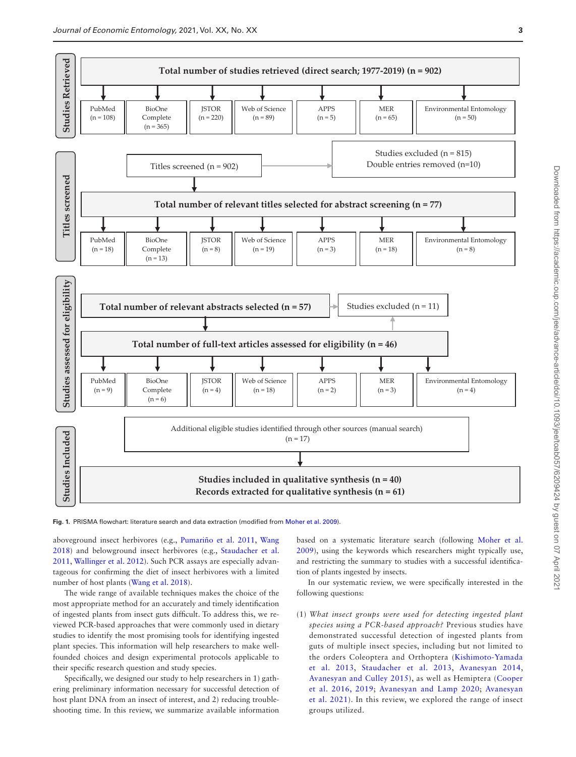**Studies Retrieved**

**Total number of studies retrieved (direct search; 1977-2019) (n = 902)**

| PubMed | BioOne Complete | JSTOR | Web of Science | APPS | MER | Environmental Entomology |
|---|---|---|---|---|---|---|
| (n = 108) | (n = 365) | (n = 220) | (n = 89) | (n = 5) | (n = 65) | (n = 50) |

**Titles screened**

Titles screened (n = 902) → Studies excluded (n = 815); Double entries removed (n=10)

**Total number of relevant titles selected for abstract screening (n = 77)**

| PubMed | BioOne Complete | JSTOR | Web of Science | APPS | MER | Environmental Entomology |
|---|---|---|---|---|---|---|
| (n = 18) | (n = 13) | (n = 8) | (n = 19) | (n = 3) | (n = 18) | (n = 8) |

**Studies assessed for eligibility**

**Total number of relevant abstracts selected (n = 57)** → Studies excluded (n = 11)

**Total number of full-text articles assessed for eligibility (n = 46)**

| PubMed | BioOne Complete | JSTOR | Web of Science | APPS | MER | Environmental Entomology |
|---|---|---|---|---|---|---|
| (n = 9) | (n = 6) | (n = 4) | (n = 18) | (n = 2) | (n = 3) | (n = 4) |

**Studies Included**

Additional eligible studies identified through other sources (manual search) (n = 17)

**Studies included in qualitative synthesis (n = 40)**
**Records extracted for qualitative synthesis (n = 61)**

**Fig. 1.** PRISMA flowchart: literature search and data extraction (modified from Moher et al. 2009).

aboveground insect herbivores (e.g., Pumariño et al. 2011, Wang 2018) and belowground insect herbivores (e.g., Staudacher et al. 2011, Wallinger et al. 2012). Such PCR assays are especially advantageous for confirming the diet of insect herbivores with a limited number of host plants (Wang et al. 2018).

The wide range of available techniques makes the choice of the most appropriate method for an accurately and timely identification of ingested plants from insect guts difficult. To address this, we reviewed PCR-based approaches that were commonly used in dietary studies to identify the most promising tools for identifying ingested plant species. This information will help researchers to make well-founded choices and design experimental protocols applicable to their specific research question and study species.

Specifically, we designed our study to help researchers in 1) gathering preliminary information necessary for successful detection of host plant DNA from an insect of interest, and 2) reducing troubleshooting time. In this review, we summarize available information based on a systematic literature search (following Moher et al. 2009), using the keywords which researchers might typically use, and restricting the summary to studies with a successful identification of plants ingested by insects.

In our systematic review, we were specifically interested in the following questions:

(1) *What insect groups were used for detecting ingested plant species using a PCR-based approach?* Previous studies have demonstrated successful detection of ingested plants from guts of multiple insect species, including but not limited to the orders Coleoptera and Orthoptera (Kishimoto-Yamada et al. 2013, Staudacher et al. 2013, Avanesyan 2014, Avanesyan and Culley 2015), as well as Hemiptera (Cooper et al. 2016, 2019; Avanesyan and Lamp 2020; Avanesyan et al. 2021). In this review, we explored the range of insect groups utilized.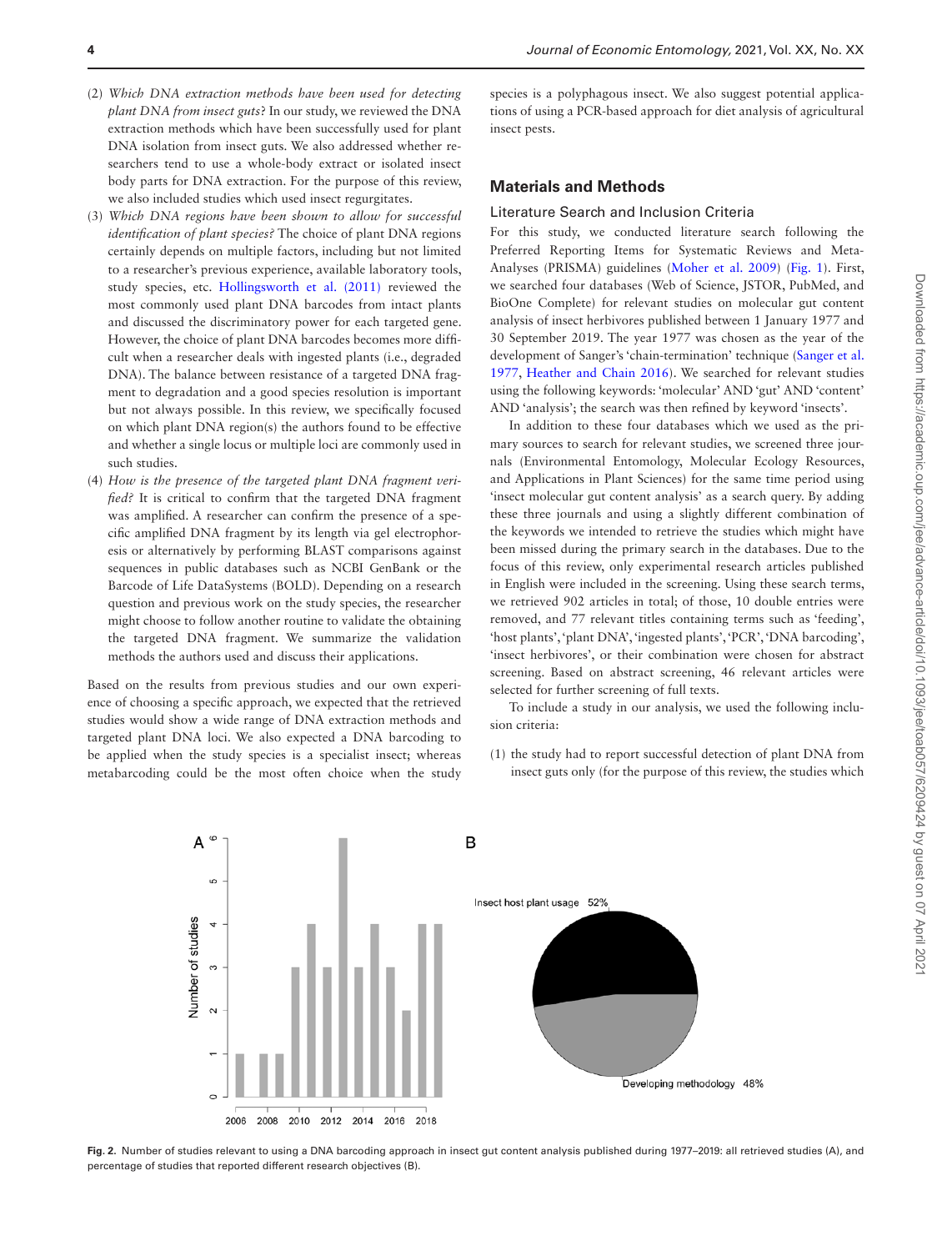(2) *Which DNA extraction methods have been used for detecting plant DNA from insect guts?* In our study, we reviewed the DNA extraction methods which have been successfully used for plant DNA isolation from insect guts. We also addressed whether researchers tend to use a whole-body extract or isolated insect body parts for DNA extraction. For the purpose of this review, we also included studies which used insect regurgitates.

(3) *Which DNA regions have been shown to allow for successful identification of plant species?* The choice of plant DNA regions certainly depends on multiple factors, including but not limited to a researcher's previous experience, available laboratory tools, study species, etc. Hollingsworth et al. (2011) reviewed the most commonly used plant DNA barcodes from intact plants and discussed the discriminatory power for each targeted gene. However, the choice of plant DNA barcodes becomes more difficult when a researcher deals with ingested plants (i.e., degraded DNA). The balance between resistance of a targeted DNA fragment to degradation and a good species resolution is important but not always possible. In this review, we specifically focused on which plant DNA region(s) the authors found to be effective and whether a single locus or multiple loci are commonly used in such studies.

(4) *How is the presence of the targeted plant DNA fragment verified?* It is critical to confirm that the targeted DNA fragment was amplified. A researcher can confirm the presence of a specific amplified DNA fragment by its length via gel electrophoresis or alternatively by performing BLAST comparisons against sequences in public databases such as NCBI GenBank or the Barcode of Life DataSystems (BOLD). Depending on a research question and previous work on the study species, the researcher might choose to follow another routine to validate the obtaining the targeted DNA fragment. We summarize the validation methods the authors used and discuss their applications.

Based on the results from previous studies and our own experience of choosing a specific approach, we expected that the retrieved studies would show a wide range of DNA extraction methods and targeted plant DNA loci. We also expected a DNA barcoding to be applied when the study species is a specialist insect; whereas metabarcoding could be the most often choice when the study species is a polyphagous insect. We also suggest potential applications of using a PCR-based approach for diet analysis of agricultural insect pests.

## Materials and Methods

### Literature Search and Inclusion Criteria

For this study, we conducted literature search following the Preferred Reporting Items for Systematic Reviews and Meta-Analyses (PRISMA) guidelines (Moher et al. 2009) (Fig. 1). First, we searched four databases (Web of Science, JSTOR, PubMed, and BioOne Complete) for relevant studies on molecular gut content analysis of insect herbivores published between 1 January 1977 and 30 September 2019. The year 1977 was chosen as the year of the development of Sanger's 'chain-termination' technique (Sanger et al. 1977, Heather and Chain 2016). We searched for relevant studies using the following keywords: 'molecular' AND 'gut' AND 'content' AND 'analysis'; the search was then refined by keyword 'insects'.

In addition to these four databases which we used as the primary sources to search for relevant studies, we screened three journals (Environmental Entomology, Molecular Ecology Resources, and Applications in Plant Sciences) for the same time period using 'insect molecular gut content analysis' as a search query. By adding these three journals and using a slightly different combination of the keywords we intended to retrieve the studies which might have been missed during the primary search in the databases. Due to the focus of this review, only experimental research articles published in English were included in the screening. Using these search terms, we retrieved 902 articles in total; of those, 10 double entries were removed, and 77 relevant titles containing terms such as 'feeding', 'host plants', 'plant DNA', 'ingested plants', 'PCR', 'DNA barcoding', 'insect herbivores', or their combination were chosen for abstract screening. Based on abstract screening, 46 relevant articles were selected for further screening of full texts.

To include a study in our analysis, we used the following inclusion criteria:

(1) the study had to report successful detection of plant DNA from insect guts only (for the purpose of this review, the studies which

**Fig. 2.** Number of studies relevant to using a DNA barcoding approach in insect gut content analysis published during 1977–2019: all retrieved studies (A), and percentage of studies that reported different research objectives (B).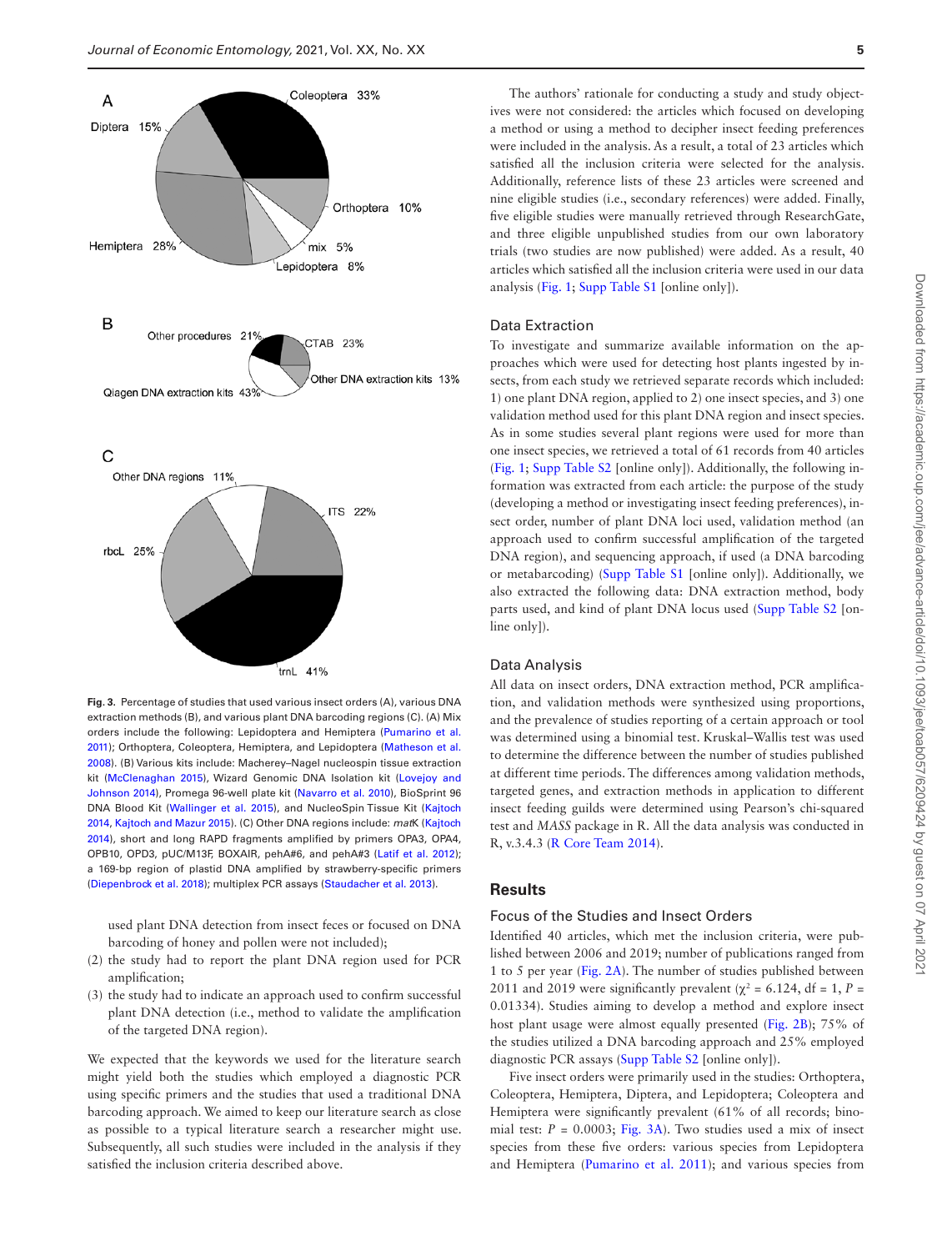A

Coleoptera 33%

Diptera 15%

Orthoptera 10%

Hemiptera 28%

mix 5%

Lepidoptera 8%

B

Other procedures 21%

CTAB 23%

Other DNA extraction kits 13%

Qiagen DNA extraction kits 43%

C

Other DNA regions 11%

ITS 22%

rbcL 25%

trnL 41%

**Fig. 3.** Percentage of studies that used various insect orders (A), various DNA extraction methods (B), and various plant DNA barcoding regions (C). (A) Mix orders include the following: Lepidoptera and Hemiptera (Pumarino et al. 2011); Orthoptera, Coleoptera, Hemiptera, and Lepidoptera (Matheson et al. 2008). (B) Various kits include: Macherey–Nagel nucleospin tissue extraction kit (McClenaghan 2015), Wizard Genomic DNA Isolation kit (Lovejoy and Johnson 2014), Promega 96-well plate kit (Navarro et al. 2010), BioSprint 96 DNA Blood Kit (Wallinger et al. 2015), and NucleoSpin Tissue Kit (Kajtoch 2014, Kajtoch and Mazur 2015). (C) Other DNA regions include: *mat*K (Kajtoch 2014), short and long RAPD fragments amplified by primers OPA3, OPA4, OPB10, OPD3, pUC/M13F, BOXAIR, pehA#6, and pehA#3 (Latif et al. 2012); a 169-bp region of plastid DNA amplified by strawberry-specific primers (Diepenbrock et al. 2018); multiplex PCR assays (Staudacher et al. 2013).

used plant DNA detection from insect feces or focused on DNA barcoding of honey and pollen were not included);

(2) the study had to report the plant DNA region used for PCR amplification;

(3) the study had to indicate an approach used to confirm successful plant DNA detection (i.e., method to validate the amplification of the targeted DNA region).

We expected that the keywords we used for the literature search might yield both the studies which employed a diagnostic PCR using specific primers and the studies that used a traditional DNA barcoding approach. We aimed to keep our literature search as close as possible to a typical literature search a researcher might use. Subsequently, all such studies were included in the analysis if they satisfied the inclusion criteria described above.

The authors' rationale for conducting a study and study objectives were not considered: the articles which focused on developing a method or using a method to decipher insect feeding preferences were included in the analysis. As a result, a total of 23 articles which satisfied all the inclusion criteria were selected for the analysis. Additionally, reference lists of these 23 articles were screened and nine eligible studies (i.e., secondary references) were added. Finally, five eligible studies were manually retrieved through ResearchGate, and three eligible unpublished studies from our own laboratory trials (two studies are now published) were added. As a result, 40 articles which satisfied all the inclusion criteria were used in our data analysis (Fig. 1; Supp Table S1 [online only]).

### Data Extraction

To investigate and summarize available information on the approaches which were used for detecting host plants ingested by insects, from each study we retrieved separate records which included: 1) one plant DNA region, applied to 2) one insect species, and 3) one validation method used for this plant DNA region and insect species. As in some studies several plant regions were used for more than one insect species, we retrieved a total of 61 records from 40 articles (Fig. 1; Supp Table S2 [online only]). Additionally, the following information was extracted from each article: the purpose of the study (developing a method or investigating insect feeding preferences), insect order, number of plant DNA loci used, validation method (an approach used to confirm successful amplification of the targeted DNA region), and sequencing approach, if used (a DNA barcoding or metabarcoding) (Supp Table S1 [online only]). Additionally, we also extracted the following data: DNA extraction method, body parts used, and kind of plant DNA locus used (Supp Table S2 [online only]).

### Data Analysis

All data on insect orders, DNA extraction method, PCR amplification, and validation methods were synthesized using proportions, and the prevalence of studies reporting of a certain approach or tool was determined using a binomial test. Kruskal–Wallis test was used to determine the difference between the number of studies published at different time periods. The differences among validation methods, targeted genes, and extraction methods in application to different insect feeding guilds were determined using Pearson's chi-squared test and *MASS* package in R. All the data analysis was conducted in R, v.3.4.3 (R Core Team 2014).

## Results

### Focus of the Studies and Insect Orders

Identified 40 articles, which met the inclusion criteria, were published between 2006 and 2019; number of publications ranged from 1 to 5 per year (Fig. 2A). The number of studies published between 2011 and 2019 were significantly prevalent ($\chi^2$ = 6.124, df = 1, $P$ = 0.01334). Studies aiming to develop a method and explore insect host plant usage were almost equally presented (Fig. 2B); 75% of the studies utilized a DNA barcoding approach and 25% employed diagnostic PCR assays (Supp Table S2 [online only]).

Five insect orders were primarily used in the studies: Orthoptera, Coleoptera, Hemiptera, Diptera, and Lepidoptera; Coleoptera and Hemiptera were significantly prevalent (61% of all records; binomial test: $P$ = 0.0003; Fig. 3A). Two studies used a mix of insect species from these five orders: various species from Lepidoptera and Hemiptera (Pumarino et al. 2011); and various species from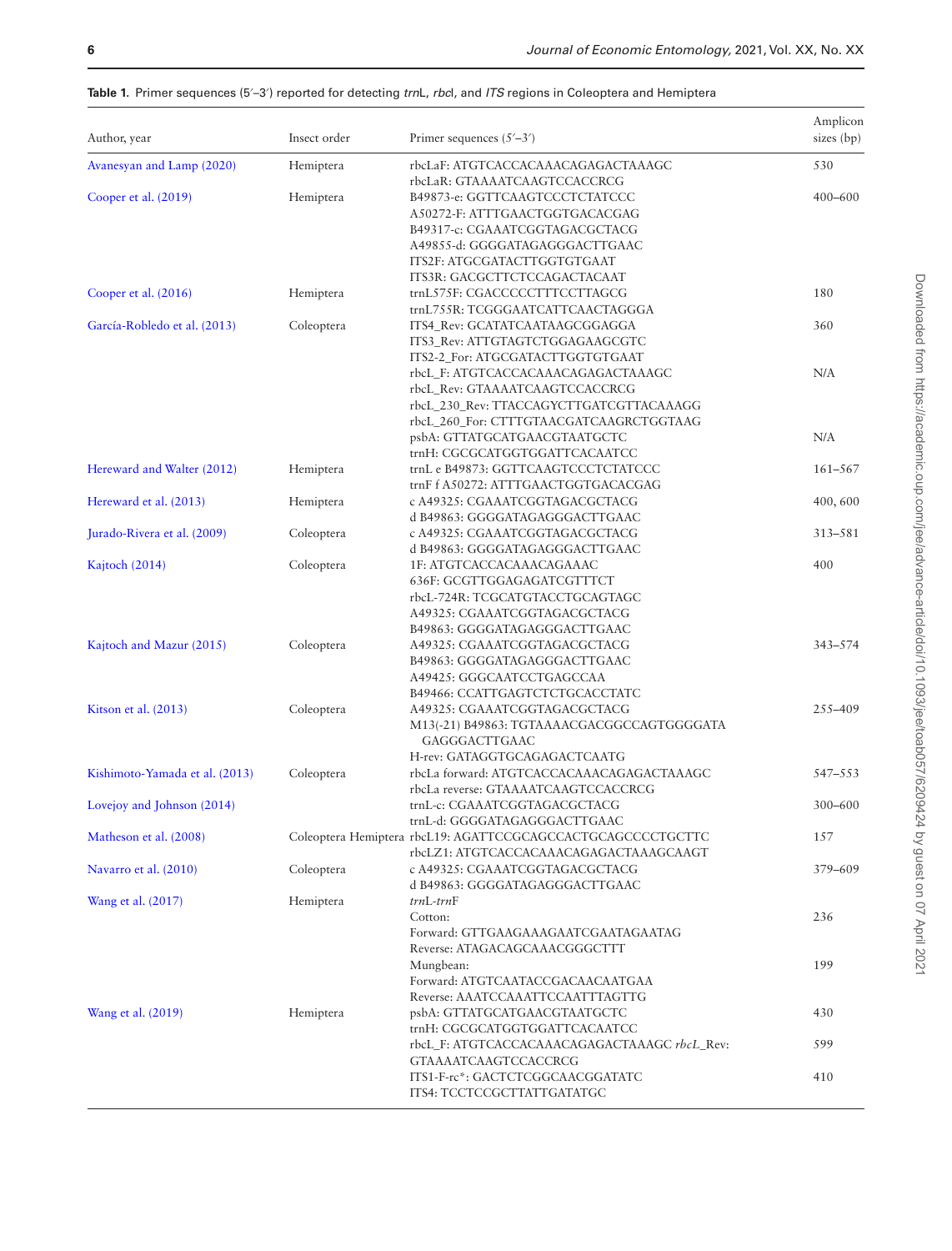**Table 1.** Primer sequences (5′–3′) reported for detecting *trn*L, *rbc*l, and *ITS* regions in Coleoptera and Hemiptera

| Author, year | Insect order | Primer sequences (5′–3′) | Amplicon sizes (bp) |
|---|---|---|---|
| Avanesyan and Lamp (2020) | Hemiptera | rbcLaF: ATGTCACCACAAACAGAGACTAAAGC<br>rbcLaR: GTAAAATCAAGTCCACCRCG | 530 |
| Cooper et al. (2019) | Hemiptera | B49873-e: GGTTCAAGTCCCTCTATCCC<br>A50272-F: ATTTGAACTGGTGACACGAG<br>B49317-c: CGAAATCGGTAGACGCTACG<br>A49855-d: GGGGATAGAGGGACTTGAAC<br>ITS2F: ATGCGATACTTGGTGTGAAT<br>ITS3R: GACGCTTCTCCAGACTACAAT | 400–600 |
| Cooper et al. (2016) | Hemiptera | trnL575F: CGACCCCCTTTCCTTAGCG<br>trnL755R: TCGGGAATCATTCAACTAGGGA | 180 |
| García-Robledo et al. (2013) | Coleoptera | ITS4_Rev: GCATATCAATAAGCGGAGGA<br>ITS3_Rev: ATTGTAGTCTGGAGAAGCGTC<br>ITS2-2_For: ATGCGATACTTGGTGTGAAT | 360 |
| | | rbcL_F: ATGTCACCACAAACAGAGACTAAAGC<br>rbcL_Rev: GTAAAATCAAGTCCACCRCG<br>rbcL_230_Rev: TTACCAGYCTTGATCGTTACAAAGG<br>rbcL_260_For: CTTTGTAACGATCAAGRCTGGTAAG | N/A |
| | | psbA: GTTATGCATGAACGTAATGCTC<br>trnH: CGCGCATGGTGGATTCACAATCC | N/A |
| Hereward and Walter (2012) | Hemiptera | trnL e B49873: GGTTCAAGTCCCTCTATCCC<br>trnF f A50272: ATTTGAACTGGTGACACGAG | 161–567 |
| Hereward et al. (2013) | Hemiptera | c A49325: CGAAATCGGTAGACGCTACG<br>d B49863: GGGGATAGAGGGACTTGAAC | 400, 600 |
| Jurado-Rivera et al. (2009) | Coleoptera | c A49325: CGAAATCGGTAGACGCTACG<br>d B49863: GGGGATAGAGGGACTTGAAC | 313–581 |
| Kajtoch (2014) | Coleoptera | 1F: ATGTCACCACAAACAGAAAC<br>636F: GCGTTGGAGAGATCGTTTCT<br>rbcL-724R: TCGCATGTACCTGCAGTAGC<br>A49325: CGAAATCGGTAGACGCTACG<br>B49863: GGGGATAGAGGGACTTGAAC | 400 |
| Kajtoch and Mazur (2015) | Coleoptera | A49325: CGAAATCGGTAGACGCTACG<br>B49863: GGGGATAGAGGGACTTGAAC<br>A49425: GGGCAATCCTGAGCCAA<br>B49466: CCATTGAGTCTCTGCACCTATC | 343–574 |
| Kitson et al. (2013) | Coleoptera | A49325: CGAAATCGGTAGACGCTACG<br>M13(-21) B49863: TGTAAAACGACGGCCAGTGGGGATA GAGGGACTTGAAC<br>H-rev: GATAGGTGCAGAGACTCAATG | 255–409 |
| Kishimoto-Yamada et al. (2013) | Coleoptera | rbcLa forward: ATGTCACCACAAACAGAGACTAAAGC<br>rbcLa reverse: GTAAAATCAAGTCCACCRCG | 547–553 |
| Lovejoy and Johnson (2014) | | trnL-c: CGAAATCGGTAGACGCTACG<br>trnL-d: GGGGATAGAGGGACTTGAAC | 300–600 |
| Matheson et al. (2008) | Coleoptera Hemiptera | rbcL19: AGATTCCGCAGCCACTGCAGCCCCTGCTTC<br>rbcLZ1: ATGTCACCACAAACAGAGACTAAAGCAAGT | 157 |
| Navarro et al. (2010) | Coleoptera | c A49325: CGAAATCGGTAGACGCTACG<br>d B49863: GGGGATAGAGGGACTTGAAC | 379–609 |
| Wang et al. (2017) | Hemiptera | *trn*L-*trn*F | |
| | | Cotton:<br>Forward: GTTGAAGAAAGAATCGAATAGAATAG<br>Reverse: ATAGACAGCAAACGGGCTTT | 236 |
| | | Mungbean:<br>Forward: ATGTCAATACCGACAACAATGAA<br>Reverse: AAATCCAAATTCCAATTTAGTTG | 199 |
| Wang et al. (2019) | Hemiptera | psbA: GTTATGCATGAACGTAATGCTC<br>trnH: CGCGCATGGTGGATTCACAATCC | 430 |
| | | rbcL_F: ATGTCACCACAAACAGAGACTAAAGC *rbcL*_Rev: GTAAAATCAAGTCCACCRCG | 599 |
| | | ITS1-F-rc*: GACTCTCGGCAACGGATATC<br>ITS4: TCCTCCGCTTATTGATATGC | 410 |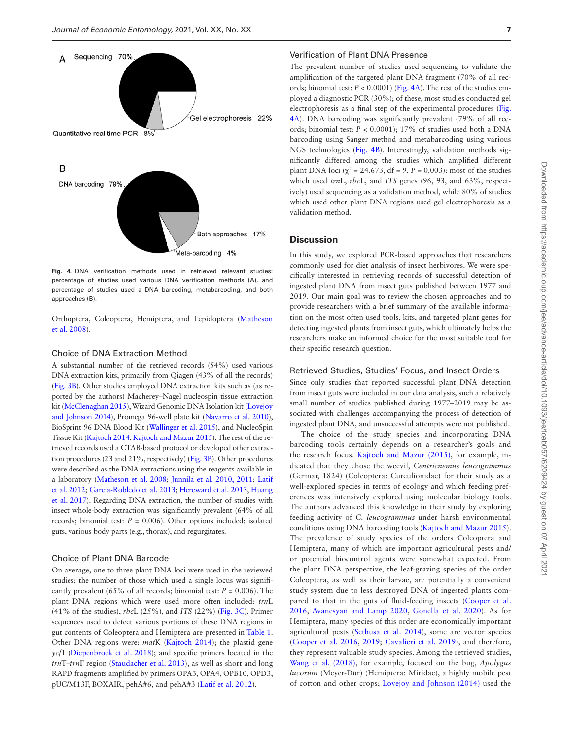Fig. 4. DNA verification methods used in retrieved relevant studies: percentage of studies used various DNA verification methods (A), and percentage of studies used a DNA barcoding, metabarcoding, and both approaches (B).

Orthoptera, Coleoptera, Hemiptera, and Lepidoptera (Matheson et al. 2008).

### Choice of DNA Extraction Method

A substantial number of the retrieved records (54%) used various DNA extraction kits, primarily from Qiagen (43% of all the records) (Fig. 3B). Other studies employed DNA extraction kits such as (as reported by the authors) Macherey–Nagel nucleospin tissue extraction kit (McClenaghan 2015), Wizard Genomic DNA Isolation kit (Lovejoy and Johnson 2014), Promega 96-well plate kit (Navarro et al. 2010), BioSprint 96 DNA Blood Kit (Wallinger et al. 2015), and NucleoSpin Tissue Kit (Kajtoch 2014, Kajtoch and Mazur 2015). The rest of the retrieved records used a CTAB-based protocol or developed other extraction procedures (23 and 21%, respectively) (Fig. 3B). Other procedures were described as the DNA extractions using the reagents available in a laboratory (Matheson et al. 2008; Junnila et al. 2010, 2011; Latif et al. 2012; García-Robledo et al. 2013; Hereward et al. 2013, Huang et al. 2017). Regarding DNA extraction, the number of studies with insect whole-body extraction was significantly prevalent (64% of all records; binomial test: $P$ = 0.006). Other options included: isolated guts, various body parts (e.g., thorax), and regurgitates.

### Choice of Plant DNA Barcode

On average, one to three plant DNA loci were used in the reviewed studies; the number of those which used a single locus was significantly prevalent (65% of all records; binomial test: $P$ = 0.006). The plant DNA regions which were used more often included: *trn*L (41% of the studies), *rbc*L (25%), and *ITS* (22%) (Fig. 3C). Primer sequences used to detect various portions of these DNA regions in gut contents of Coleoptera and Hemiptera are presented in Table 1. Other DNA regions were: *mat*K (Kajtoch 2014); the plastid gene *ycf*1 (Diepenbrock et al. 2018); and specific primers located in the *trn*T–*trn*F region (Staudacher et al. 2013), as well as short and long RAPD fragments amplified by primers OPA3, OPA4, OPB10, OPD3, pUC/M13F, BOXAIR, pehA#6, and pehA#3 (Latif et al. 2012).

### Verification of Plant DNA Presence

The prevalent number of studies used sequencing to validate the amplification of the targeted plant DNA fragment (70% of all records; binomial test: $P$ < 0.0001) (Fig. 4A). The rest of the studies employed a diagnostic PCR (30%); of these, most studies conducted gel electrophoresis as a final step of the experimental procedures (Fig. 4A). DNA barcoding was significantly prevalent (79% of all records; binomial test: $P$ < 0.0001); 17% of studies used both a DNA barcoding using Sanger method and metabarcoding using various NGS technologies (Fig. 4B). Interestingly, validation methods significantly differed among the studies which amplified different plant DNA loci ($\chi^2$ = 24.673, df = 9, $P$ = 0.003): most of the studies which used *trn*L, *rbc*L, and *ITS* genes (96, 93, and 63%, respectively) used sequencing as a validation method, while 80% of studies which used other plant DNA regions used gel electrophoresis as a validation method.

## Discussion

In this study, we explored PCR-based approaches that researchers commonly used for diet analysis of insect herbivores. We were specifically interested in retrieving records of successful detection of ingested plant DNA from insect guts published between 1977 and 2019. Our main goal was to review the chosen approaches and to provide researchers with a brief summary of the available information on the most often used tools, kits, and targeted plant genes for detecting ingested plants from insect guts, which ultimately helps the researchers make an informed choice for the most suitable tool for their specific research question.

### Retrieved Studies, Studies' Focus, and Insect Orders

Since only studies that reported successful plant DNA detection from insect guts were included in our data analysis, such a relatively small number of studies published during 1977–2019 may be associated with challenges accompanying the process of detection of ingested plant DNA, and unsuccessful attempts were not published.

The choice of the study species and incorporating DNA barcoding tools certainly depends on a researcher's goals and the research focus. Kajtoch and Mazur (2015), for example, indicated that they chose the weevil, *Centricnemus leucogrammus* (Germar, 1824) (Coleoptera: Curculionidae) for their study as a well-explored species in terms of ecology and which feeding preferences was intensively explored using molecular biology tools. The authors advanced this knowledge in their study by exploring feeding activity of *C. leucogrammus* under harsh environmental conditions using DNA barcoding tools (Kajtoch and Mazur 2015). The prevalence of study species of the orders Coleoptera and Hemiptera, many of which are important agricultural pests and/or potential biocontrol agents were somewhat expected. From the plant DNA perspective, the leaf-grazing species of the order Coleoptera, as well as their larvae, are potentially a convenient study system due to less destroyed DNA of ingested plants compared to that in the guts of fluid-feeding insects (Cooper et al. 2016, Avanesyan and Lamp 2020, Gonella et al. 2020). As for Hemiptera, many species of this order are economically important agricultural pests (Sethusa et al. 2014), some are vector species (Cooper et al. 2016, 2019; Cavalieri et al. 2019), and therefore, they represent valuable study species. Among the retrieved studies, Wang et al. (2018), for example, focused on the bug, *Apolygus lucorum* (Meyer-Dür) (Hemiptera: Miridae), a highly mobile pest of cotton and other crops; Lovejoy and Johnson (2014) used the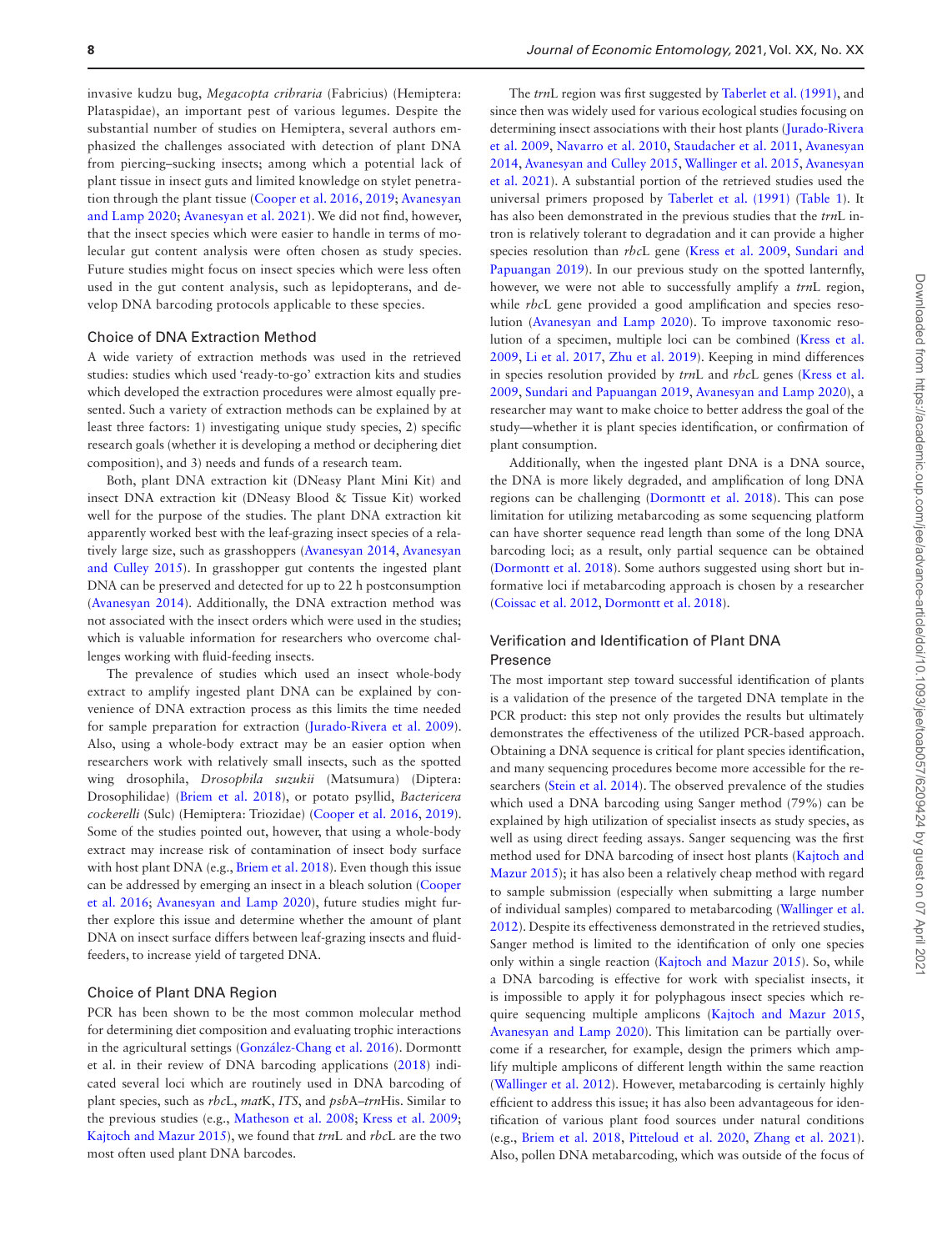invasive kudzu bug, *Megacopta cribraria* (Fabricius) (Hemiptera: Plataspidae), an important pest of various legumes. Despite the substantial number of studies on Hemiptera, several authors emphasized the challenges associated with detection of plant DNA from piercing–sucking insects; among which a potential lack of plant tissue in insect guts and limited knowledge on stylet penetration through the plant tissue (Cooper et al. 2016, 2019; Avanesyan and Lamp 2020; Avanesyan et al. 2021). We did not find, however, that the insect species which were easier to handle in terms of molecular gut content analysis were often chosen as study species. Future studies might focus on insect species which were less often used in the gut content analysis, such as lepidopterans, and develop DNA barcoding protocols applicable to these species.

### Choice of DNA Extraction Method

A wide variety of extraction methods was used in the retrieved studies: studies which used 'ready-to-go' extraction kits and studies which developed the extraction procedures were almost equally presented. Such a variety of extraction methods can be explained by at least three factors: 1) investigating unique study species, 2) specific research goals (whether it is developing a method or deciphering diet composition), and 3) needs and funds of a research team.

Both, plant DNA extraction kit (DNeasy Plant Mini Kit) and insect DNA extraction kit (DNeasy Blood & Tissue Kit) worked well for the purpose of the studies. The plant DNA extraction kit apparently worked best with the leaf-grazing insect species of a relatively large size, such as grasshoppers (Avanesyan 2014, Avanesyan and Culley 2015). In grasshopper gut contents the ingested plant DNA can be preserved and detected for up to 22 h postconsumption (Avanesyan 2014). Additionally, the DNA extraction method was not associated with the insect orders which were used in the studies; which is valuable information for researchers who overcome challenges working with fluid-feeding insects.

The prevalence of studies which used an insect whole-body extract to amplify ingested plant DNA can be explained by convenience of DNA extraction process as this limits the time needed for sample preparation for extraction (Jurado-Rivera et al. 2009). Also, using a whole-body extract may be an easier option when researchers work with relatively small insects, such as the spotted wing drosophila, *Drosophila suzukii* (Matsumura) (Diptera: Drosophilidae) (Briem et al. 2018), or potato psyllid, *Bactericera cockerelli* (Sulc) (Hemiptera: Triozidae) (Cooper et al. 2016, 2019). Some of the studies pointed out, however, that using a whole-body extract may increase risk of contamination of insect body surface with host plant DNA (e.g., Briem et al. 2018). Even though this issue can be addressed by emerging an insect in a bleach solution (Cooper et al. 2016; Avanesyan and Lamp 2020), future studies might further explore this issue and determine whether the amount of plant DNA on insect surface differs between leaf-grazing insects and fluid-feeders, to increase yield of targeted DNA.

### Choice of Plant DNA Region

PCR has been shown to be the most common molecular method for determining diet composition and evaluating trophic interactions in the agricultural settings (González-Chang et al. 2016). Dormontt et al. in their review of DNA barcoding applications (2018) indicated several loci which are routinely used in DNA barcoding of plant species, such as *rbc*L, *mat*K, *ITS*, and *psb*A–*trn*His. Similar to the previous studies (e.g., Matheson et al. 2008; Kress et al. 2009; Kajtoch and Mazur 2015), we found that *trn*L and *rbc*L are the two most often used plant DNA barcodes.

The *trn*L region was first suggested by Taberlet et al. (1991), and since then was widely used for various ecological studies focusing on determining insect associations with their host plants (Jurado-Rivera et al. 2009, Navarro et al. 2010, Staudacher et al. 2011, Avanesyan 2014, Avanesyan and Culley 2015, Wallinger et al. 2015, Avanesyan et al. 2021). A substantial portion of the retrieved studies used the universal primers proposed by Taberlet et al. (1991) (Table 1). It has also been demonstrated in the previous studies that the *trn*L intron is relatively tolerant to degradation and it can provide a higher species resolution than *rbc*L gene (Kress et al. 2009, Sundari and Papuangan 2019). In our previous study on the spotted lanternfly, however, we were not able to successfully amplify a *trn*L region, while *rbc*L gene provided a good amplification and species resolution (Avanesyan and Lamp 2020). To improve taxonomic resolution of a specimen, multiple loci can be combined (Kress et al. 2009, Li et al. 2017, Zhu et al. 2019). Keeping in mind differences in species resolution provided by *trn*L and *rbc*L genes (Kress et al. 2009, Sundari and Papuangan 2019, Avanesyan and Lamp 2020), a researcher may want to make choice to better address the goal of the study—whether it is plant species identification, or confirmation of plant consumption.

Additionally, when the ingested plant DNA is a DNA source, the DNA is more likely degraded, and amplification of long DNA regions can be challenging (Dormontt et al. 2018). This can pose limitation for utilizing metabarcoding as some sequencing platform can have shorter sequence read length than some of the long DNA barcoding loci; as a result, only partial sequence can be obtained (Dormontt et al. 2018). Some authors suggested using short but informative loci if metabarcoding approach is chosen by a researcher (Coissac et al. 2012, Dormontt et al. 2018).

### Verification and Identification of Plant DNA Presence

The most important step toward successful identification of plants is a validation of the presence of the targeted DNA template in the PCR product: this step not only provides the results but ultimately demonstrates the effectiveness of the utilized PCR-based approach. Obtaining a DNA sequence is critical for plant species identification, and many sequencing procedures become more accessible for the researchers (Stein et al. 2014). The observed prevalence of the studies which used a DNA barcoding using Sanger method (79%) can be explained by high utilization of specialist insects as study species, as well as using direct feeding assays. Sanger sequencing was the first method used for DNA barcoding of insect host plants (Kajtoch and Mazur 2015); it has also been a relatively cheap method with regard to sample submission (especially when submitting a large number of individual samples) compared to metabarcoding (Wallinger et al. 2012). Despite its effectiveness demonstrated in the retrieved studies, Sanger method is limited to the identification of only one species only within a single reaction (Kajtoch and Mazur 2015). So, while a DNA barcoding is effective for work with specialist insects, it is impossible to apply it for polyphagous insect species which require sequencing multiple amplicons (Kajtoch and Mazur 2015, Avanesyan and Lamp 2020). This limitation can be partially overcome if a researcher, for example, design the primers which amplify multiple amplicons of different length within the same reaction (Wallinger et al. 2012). However, metabarcoding is certainly highly efficient to address this issue; it has also been advantageous for identification of various plant food sources under natural conditions (e.g., Briem et al. 2018, Pitteloud et al. 2020, Zhang et al. 2021). Also, pollen DNA metabarcoding, which was outside of the focus of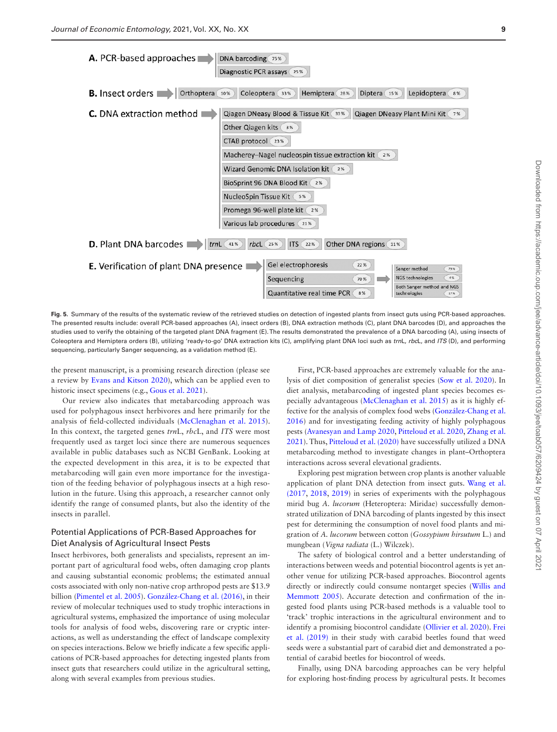**A. PCR-based approaches** → DNA barcoding 75% | Diagnostic PCR assays 25%

**B. Insect orders** → Orthoptera 10% | Coleoptera 33% | Hemiptera 28% | Diptera 15% | Lepidoptera 8%

**C. DNA extraction method** → Qiagen DNeasy Blood & Tissue Kit 33% | Qiagen DNeasy Plant Mini Kit 7% | Other Qiagen kits 3% | CTAB protocol 23% | Macherey–Nagel nucleospin tissue extraction kit 2% | Wizard Genomic DNA Isolation kit 2% | BioSprint 96 DNA Blood Kit 2% | NucleoSpin Tissue Kit 5% | Promega 96-well plate kit 2% | Various lab procedures 21%

**D. Plant DNA barcodes** → *trnL* 41% | *rbcL* 25% | ITS 22% | Other DNA regions 11%

**E. Verification of plant DNA presence** → Gel electrophoresis 22% | Sequencing 70% | Quantitative real time PCR 8% → Sanger method 79% | NGS technologies 4% | Both Sanger method and NGS technologies 17%

**Fig. 5.** Summary of the results of the systematic review of the retrieved studies on detection of ingested plants from insect guts using PCR-based approaches. The presented results include: overall PCR-based approaches (A), insect orders (B), DNA extraction methods (C), plant DNA barcodes (D), and approaches the studies used to verify the obtaining of the targeted plant DNA fragment (E). The results demonstrated the prevalence of a DNA barcoding (A), using insects of Coleoptera and Hemiptera orders (B), utilizing 'ready-to-go' DNA extraction kits (C), amplifying plant DNA loci such as *trn*L, *rbc*L, and *ITS* (D), and performing sequencing, particularly Sanger sequencing, as a validation method (E).

the present manuscript, is a promising research direction (please see a review by Evans and Kitson 2020), which can be applied even to historic insect specimens (e.g., Gous et al. 2021).

Our review also indicates that metabarcoding approach was used for polyphagous insect herbivores and here primarily for the analysis of field-collected individuals (McClenaghan et al. 2015). In this context, the targeted genes *trn*L, *rbc*L, and *ITS* were most frequently used as target loci since there are numerous sequences available in public databases such as NCBI GenBank. Looking at the expected development in this area, it is to be expected that metabarcoding will gain even more importance for the investigation of the feeding behavior of polyphagous insects at a high resolution in the future. Using this approach, a researcher cannot only identify the range of consumed plants, but also the identity of the insects in parallel.

## Potential Applications of PCR-Based Approaches for Diet Analysis of Agricultural Insect Pests

Insect herbivores, both generalists and specialists, represent an important part of agricultural food webs, often damaging crop plants and causing substantial economic problems; the estimated annual costs associated with only non-native crop arthropod pests are $13.9 billion (Pimentel et al. 2005). González-Chang et al. (2016), in their review of molecular techniques used to study trophic interactions in agricultural systems, emphasized the importance of using molecular tools for analysis of food webs, discovering rare or cryptic interactions, as well as understanding the effect of landscape complexity on species interactions. Below we briefly indicate a few specific applications of PCR-based approaches for detecting ingested plants from insect guts that researchers could utilize in the agricultural setting, along with several examples from previous studies.

First, PCR-based approaches are extremely valuable for the analysis of diet composition of generalist species (Sow et al. 2020). In diet analysis, metabarcoding of ingested plant species becomes especially advantageous (McClenaghan et al. 2015) as it is highly effective for the analysis of complex food webs (González-Chang et al. 2016) and for investigating feeding activity of highly polyphagous pests (Avanesyan and Lamp 2020, Pitteloud et al. 2020, Zhang et al. 2021). Thus, Pitteloud et al. (2020) have successfully utilized a DNA metabarcoding method to investigate changes in plant–Orthoptera interactions across several elevational gradients.

Exploring pest migration between crop plants is another valuable application of plant DNA detection from insect guts. Wang et al. (2017, 2018, 2019) in series of experiments with the polyphagous mirid bug *A. lucorum* (Heteroptera: Miridae) successfully demonstrated utilization of DNA barcoding of plants ingested by this insect pest for determining the consumption of novel food plants and migration of *A. lucorum* between cotton (*Gossypium hirsutum* L.) and mungbean (*Vigna radiata* (L.) Wilczek).

The safety of biological control and a better understanding of interactions between weeds and potential biocontrol agents is yet another venue for utilizing PCR-based approaches. Biocontrol agents directly or indirectly could consume nontarget species (Willis and Memmott 2005). Accurate detection and confirmation of the ingested food plants using PCR-based methods is a valuable tool to 'track' trophic interactions in the agricultural environment and to identify a promising biocontrol candidate (Ollivier et al. 2020). Frei et al. (2019) in their study with carabid beetles found that weed seeds were a substantial part of carabid diet and demonstrated a potential of carabid beetles for biocontrol of weeds.

Finally, using DNA barcoding approaches can be very helpful for exploring host-finding process by agricultural pests. It becomes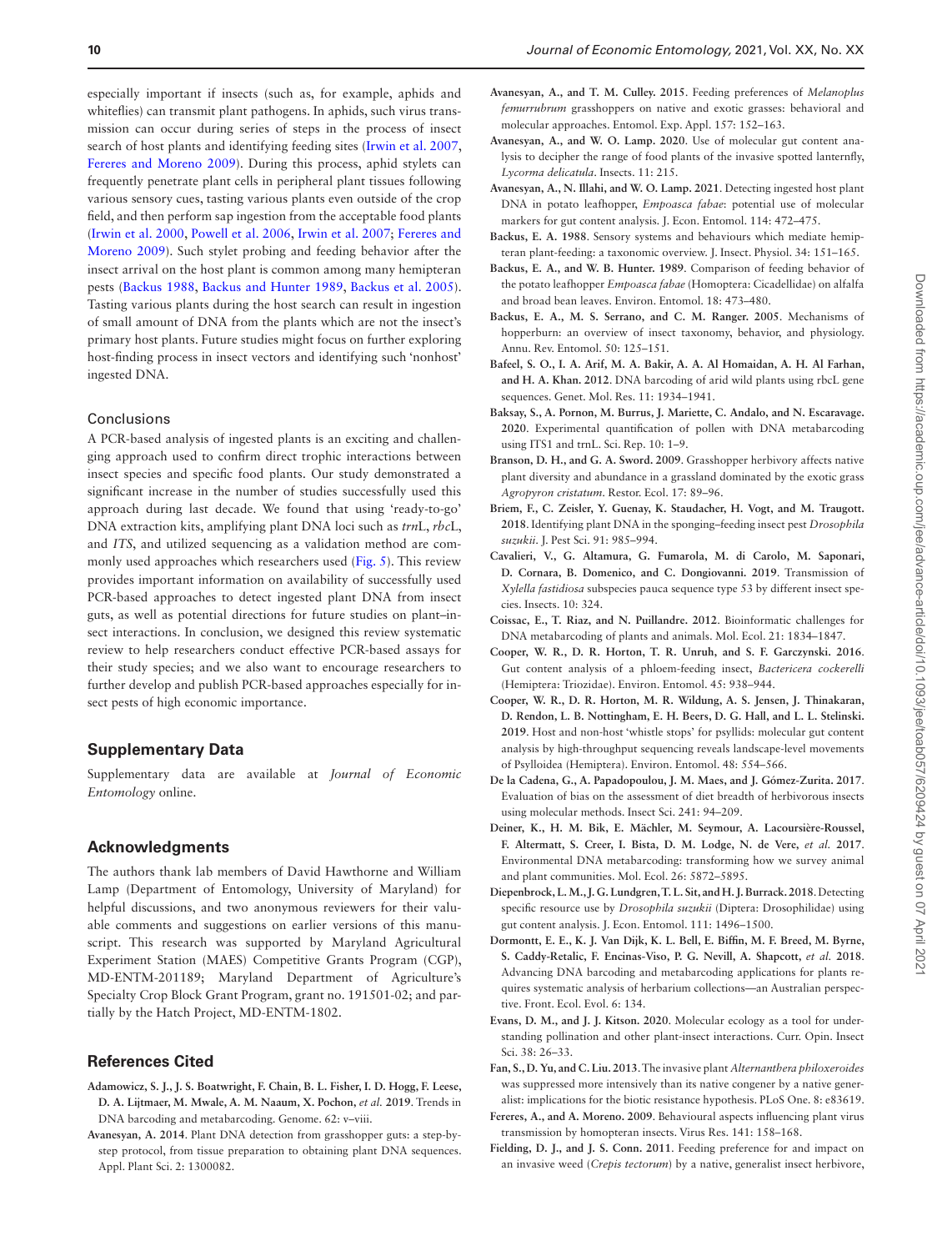especially important if insects (such as, for example, aphids and whiteflies) can transmit plant pathogens. In aphids, such virus transmission can occur during series of steps in the process of insect search of host plants and identifying feeding sites (Irwin et al. 2007, Fereres and Moreno 2009). During this process, aphid stylets can frequently penetrate plant cells in peripheral plant tissues following various sensory cues, tasting various plants even outside of the crop field, and then perform sap ingestion from the acceptable food plants (Irwin et al. 2000, Powell et al. 2006, Irwin et al. 2007; Fereres and Moreno 2009). Such stylet probing and feeding behavior after the insect arrival on the host plant is common among many hemipteran pests (Backus 1988, Backus and Hunter 1989, Backus et al. 2005). Tasting various plants during the host search can result in ingestion of small amount of DNA from the plants which are not the insect's primary host plants. Future studies might focus on further exploring host-finding process in insect vectors and identifying such 'nonhost' ingested DNA.

### Conclusions

A PCR-based analysis of ingested plants is an exciting and challenging approach used to confirm direct trophic interactions between insect species and specific food plants. Our study demonstrated a significant increase in the number of studies successfully used this approach during last decade. We found that using 'ready-to-go' DNA extraction kits, amplifying plant DNA loci such as *trn*L, *rbc*L, and *ITS*, and utilized sequencing as a validation method are commonly used approaches which researchers used (Fig. 5). This review provides important information on availability of successfully used PCR-based approaches to detect ingested plant DNA from insect guts, as well as potential directions for future studies on plant–insect interactions. In conclusion, we designed this review systematic review to help researchers conduct effective PCR-based assays for their study species; and we also want to encourage researchers to further develop and publish PCR-based approaches especially for insect pests of high economic importance.

## Supplementary Data

Supplementary data are available at *Journal of Economic Entomology* online.

## Acknowledgments

The authors thank lab members of David Hawthorne and William Lamp (Department of Entomology, University of Maryland) for helpful discussions, and two anonymous reviewers for their valuable comments and suggestions on earlier versions of this manuscript. This research was supported by Maryland Agricultural Experiment Station (MAES) Competitive Grants Program (CGP), MD-ENTM-201189; Maryland Department of Agriculture's Specialty Crop Block Grant Program, grant no. 191501-02; and partially by the Hatch Project, MD-ENTM-1802.

## References Cited

**Adamowicz, S. J., J. S. Boatwright, F. Chain, B. L. Fisher, I. D. Hogg, F. Leese, D. A. Lijtmaer, M. Mwale, A. M. Naaum, X. Pochon, *et al.* 2019**. Trends in DNA barcoding and metabarcoding. Genome. 62: v–viii.

**Avanesyan, A. 2014**. Plant DNA detection from grasshopper guts: a step-by-step protocol, from tissue preparation to obtaining plant DNA sequences. Appl. Plant Sci. 2: 1300082.

**Avanesyan, A., and T. M. Culley. 2015**. Feeding preferences of *Melanoplus femurrubrum* grasshoppers on native and exotic grasses: behavioral and molecular approaches. Entomol. Exp. Appl. 157: 152–163.

**Avanesyan, A., and W. O. Lamp. 2020**. Use of molecular gut content analysis to decipher the range of food plants of the invasive spotted lanternfly, *Lycorma delicatula*. Insects. 11: 215.

**Avanesyan, A., N. Illahi, and W. O. Lamp. 2021**. Detecting ingested host plant DNA in potato leafhopper, *Empoasca fabae*: potential use of molecular markers for gut content analysis. J. Econ. Entomol. 114: 472–475.

**Backus, E. A. 1988**. Sensory systems and behaviours which mediate hemipteran plant-feeding: a taxonomic overview. J. Insect. Physiol. 34: 151–165.

**Backus, E. A., and W. B. Hunter. 1989**. Comparison of feeding behavior of the potato leafhopper *Empoasca fabae* (Homoptera: Cicadellidae) on alfalfa and broad bean leaves. Environ. Entomol. 18: 473–480.

**Backus, E. A., M. S. Serrano, and C. M. Ranger. 2005**. Mechanisms of hopperburn: an overview of insect taxonomy, behavior, and physiology. Annu. Rev. Entomol. 50: 125–151.

**Bafeel, S. O., I. A. Arif, M. A. Bakir, A. A. Al Homaidan, A. H. Al Farhan, and H. A. Khan. 2012**. DNA barcoding of arid wild plants using rbcL gene sequences. Genet. Mol. Res. 11: 1934–1941.

**Baksay, S., A. Pornon, M. Burrus, J. Mariette, C. Andalo, and N. Escaravage. 2020**. Experimental quantification of pollen with DNA metabarcoding using ITS1 and trnL. Sci. Rep. 10: 1–9.

**Branson, D. H., and G. A. Sword. 2009**. Grasshopper herbivory affects native plant diversity and abundance in a grassland dominated by the exotic grass *Agropyron cristatum*. Restor. Ecol. 17: 89–96.

**Briem, F., C. Zeisler, Y. Guenay, K. Staudacher, H. Vogt, and M. Traugott. 2018**. Identifying plant DNA in the sponging–feeding insect pest *Drosophila suzukii*. J. Pest Sci. 91: 985–994.

**Cavalieri, V., G. Altamura, G. Fumarola, M. di Carolo, M. Saponari, D. Cornara, B. Domenico, and C. Dongiovanni. 2019**. Transmission of *Xylella fastidiosa* subspecies pauca sequence type 53 by different insect species. Insects. 10: 324.

**Coissac, E., T. Riaz, and N. Puillandre. 2012**. Bioinformatic challenges for DNA metabarcoding of plants and animals. Mol. Ecol. 21: 1834–1847.

**Cooper, W. R., D. R. Horton, T. R. Unruh, and S. F. Garczynski. 2016**. Gut content analysis of a phloem-feeding insect, *Bactericera cockerelli* (Hemiptera: Triozidae). Environ. Entomol. 45: 938–944.

**Cooper, W. R., D. R. Horton, M. R. Wildung, A. S. Jensen, J. Thinakaran, D. Rendon, L. B. Nottingham, E. H. Beers, D. G. Hall, and L. L. Stelinski. 2019**. Host and non-host 'whistle stops' for psyllids: molecular gut content analysis by high-throughput sequencing reveals landscape-level movements of Psylloidea (Hemiptera). Environ. Entomol. 48: 554–566.

**De la Cadena, G., A. Papadopoulou, J. M. Maes, and J. Gómez-Zurita. 2017**. Evaluation of bias on the assessment of diet breadth of herbivorous insects using molecular methods. Insect Sci. 241: 94–209.

**Deiner, K., H. M. Bik, E. Mächler, M. Seymour, A. Lacoursière-Roussel, F. Altermatt, S. Creer, I. Bista, D. M. Lodge, N. de Vere, *et al.* 2017**. Environmental DNA metabarcoding: transforming how we survey animal and plant communities. Mol. Ecol. 26: 5872–5895.

**Diepenbrock, L. M., J. G. Lundgren, T. L. Sit, and H. J. Burrack. 2018**. Detecting specific resource use by *Drosophila suzukii* (Diptera: Drosophilidae) using gut content analysis. J. Econ. Entomol. 111: 1496–1500.

**Dormontt, E. E., K. J. Van Dijk, K. L. Bell, E. Biffin, M. F. Breed, M. Byrne, S. Caddy-Retalic, F. Encinas-Viso, P. G. Nevill, A. Shapcott, *et al.* 2018**. Advancing DNA barcoding and metabarcoding applications for plants requires systematic analysis of herbarium collections—an Australian perspective. Front. Ecol. Evol. 6: 134.

**Evans, D. M., and J. J. Kitson. 2020**. Molecular ecology as a tool for understanding pollination and other plant-insect interactions. Curr. Opin. Insect Sci. 38: 26–33.

**Fan, S., D. Yu, and C. Liu. 2013**. The invasive plant *Alternanthera philoxeroides* was suppressed more intensively than its native congener by a native generalist: implications for the biotic resistance hypothesis. PLoS One. 8: e83619.

**Fereres, A., and A. Moreno. 2009**. Behavioural aspects influencing plant virus transmission by homopteran insects. Virus Res. 141: 158–168.

**Fielding, D. J., and J. S. Conn. 2011**. Feeding preference for and impact on an invasive weed (*Crepis tectorum*) by a native, generalist insect herbivore,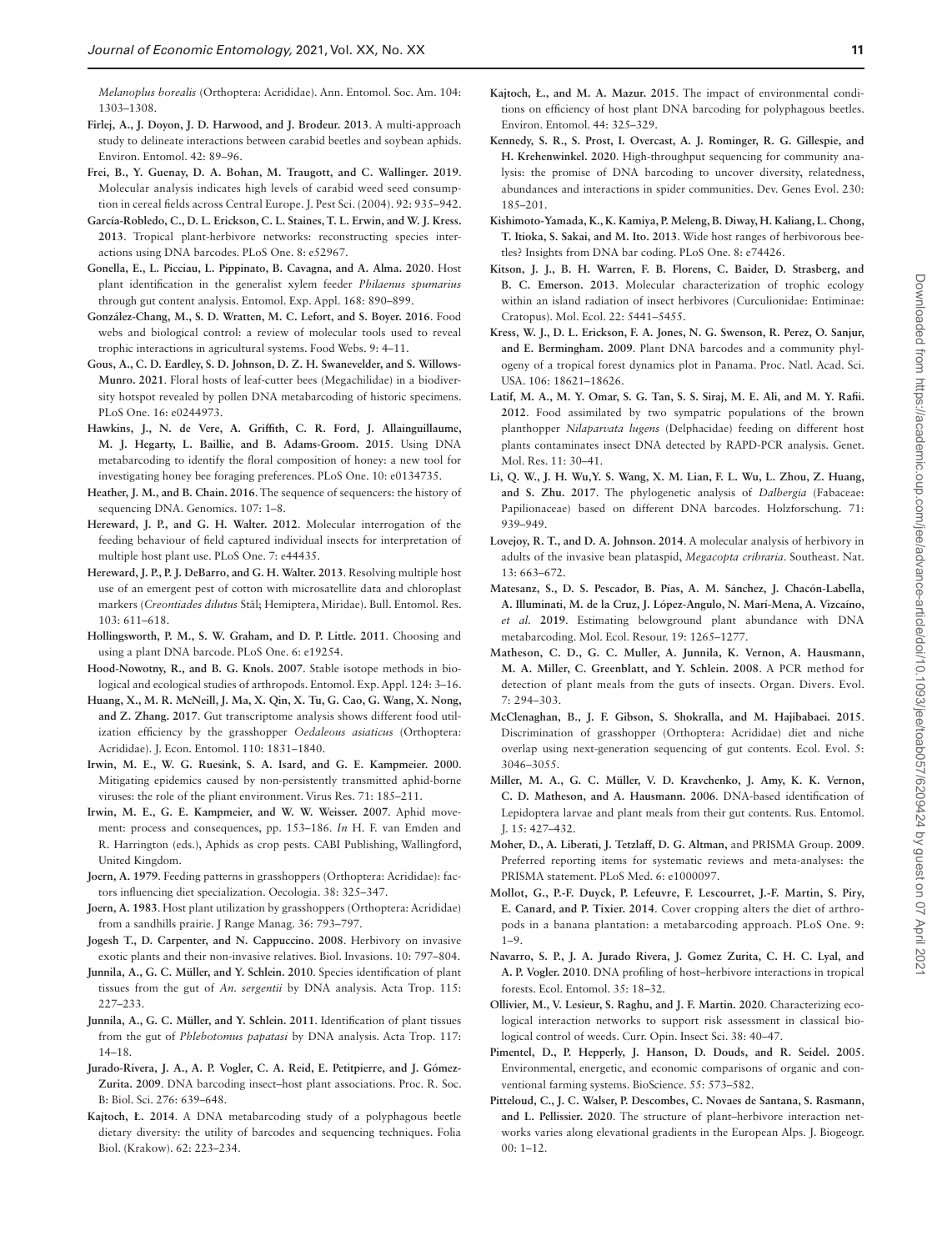*Melanoplus borealis* (Orthoptera: Acrididae). Ann. Entomol. Soc. Am. 104: 1303–1308.

**Firlej, A., J. Doyon, J. D. Harwood, and J. Brodeur. 2013**. A multi-approach study to delineate interactions between carabid beetles and soybean aphids. Environ. Entomol. 42: 89–96.

**Frei, B., Y. Guenay, D. A. Bohan, M. Traugott, and C. Wallinger. 2019**. Molecular analysis indicates high levels of carabid weed seed consumption in cereal fields across Central Europe. J. Pest Sci. (2004). 92: 935–942.

**García-Robledo, C., D. L. Erickson, C. L. Staines, T. L. Erwin, and W. J. Kress. 2013**. Tropical plant-herbivore networks: reconstructing species interactions using DNA barcodes. PLoS One. 8: e52967.

**Gonella, E., L. Picciau, L. Pippinato, B. Cavagna, and A. Alma. 2020**. Host plant identification in the generalist xylem feeder *Philaenus spumarius* through gut content analysis. Entomol. Exp. Appl. 168: 890–899.

**González-Chang, M., S. D. Wratten, M. C. Lefort, and S. Boyer. 2016**. Food webs and biological control: a review of molecular tools used to reveal trophic interactions in agricultural systems. Food Webs. 9: 4–11.

**Gous, A., C. D. Eardley, S. D. Johnson, D. Z. H. Swanevelder, and S. Willows-Munro. 2021**. Floral hosts of leaf-cutter bees (Megachilidae) in a biodiversity hotspot revealed by pollen DNA metabarcoding of historic specimens. PLoS One. 16: e0244973.

**Hawkins, J., N. de Vere, A. Griffith, C. R. Ford, J. Allainguillaume, M. J. Hegarty, L. Baillie, and B. Adams-Groom. 2015**. Using DNA metabarcoding to identify the floral composition of honey: a new tool for investigating honey bee foraging preferences. PLoS One. 10: e0134735.

**Heather, J. M., and B. Chain. 2016**. The sequence of sequencers: the history of sequencing DNA. Genomics. 107: 1–8.

**Hereward, J. P., and G. H. Walter. 2012**. Molecular interrogation of the feeding behaviour of field captured individual insects for interpretation of multiple host plant use. PLoS One. 7: e44435.

**Hereward, J. P., P. J. DeBarro, and G. H. Walter. 2013**. Resolving multiple host use of an emergent pest of cotton with microsatellite data and chloroplast markers (*Creontiades dilutus* Stål; Hemiptera, Miridae). Bull. Entomol. Res. 103: 611–618.

**Hollingsworth, P. M., S. W. Graham, and D. P. Little. 2011**. Choosing and using a plant DNA barcode. PLoS One. 6: e19254.

**Hood-Nowotny, R., and B. G. Knols. 2007**. Stable isotope methods in biological and ecological studies of arthropods. Entomol. Exp. Appl. 124: 3–16.

**Huang, X., M. R. McNeill, J. Ma, X. Qin, X. Tu, G. Cao, G. Wang, X. Nong, and Z. Zhang. 2017**. Gut transcriptome analysis shows different food utilization efficiency by the grasshopper *Oedaleous asiaticus* (Orthoptera: Acrididae). J. Econ. Entomol. 110: 1831–1840.

**Irwin, M. E., W. G. Ruesink, S. A. Isard, and G. E. Kampmeier. 2000**. Mitigating epidemics caused by non-persistently transmitted aphid-borne viruses: the role of the pliant environment. Virus Res. 71: 185–211.

**Irwin, M. E., G. E. Kampmeier, and W. W. Weisser. 2007**. Aphid movement: process and consequences, pp. 153–186. *In* H. F. van Emden and R. Harrington (eds.), Aphids as crop pests. CABI Publishing, Wallingford, United Kingdom.

**Joern, A. 1979**. Feeding patterns in grasshoppers (Orthoptera: Acrididae): factors influencing diet specialization. Oecologia. 38: 325–347.

**Joern, A. 1983**. Host plant utilization by grasshoppers (Orthoptera: Acrididae) from a sandhills prairie. J Range Manag. 36: 793–797.

**Jogesh T., D. Carpenter, and N. Cappuccino. 2008**. Herbivory on invasive exotic plants and their non-invasive relatives. Biol. Invasions. 10: 797–804.

**Junnila, A., G. C. Müller, and Y. Schlein. 2010**. Species identification of plant tissues from the gut of *An. sergentii* by DNA analysis. Acta Trop. 115: 227–233.

**Junnila, A., G. C. Müller, and Y. Schlein. 2011**. Identification of plant tissues from the gut of *Phlebotomus papatasi* by DNA analysis. Acta Trop. 117: 14–18.

**Jurado-Rivera, J. A., A. P. Vogler, C. A. Reid, E. Petitpierre, and J. Gómez-Zurita. 2009**. DNA barcoding insect–host plant associations. Proc. R. Soc. B: Biol. Sci. 276: 639–648.

**Kajtoch, Ł. 2014**. A DNA metabarcoding study of a polyphagous beetle dietary diversity: the utility of barcodes and sequencing techniques. Folia Biol. (Krakow). 62: 223–234.

**Kajtoch, Ł., and M. A. Mazur. 2015**. The impact of environmental conditions on efficiency of host plant DNA barcoding for polyphagous beetles. Environ. Entomol. 44: 325–329.

**Kennedy, S. R., S. Prost, I. Overcast, A. J. Rominger, R. G. Gillespie, and H. Krehenwinkel. 2020**. High-throughput sequencing for community analysis: the promise of DNA barcoding to uncover diversity, relatedness, abundances and interactions in spider communities. Dev. Genes Evol. 230: 185–201.

**Kishimoto-Yamada, K., K. Kamiya, P. Meleng, B. Diway, H. Kaliang, L. Chong, T. Itioka, S. Sakai, and M. Ito. 2013**. Wide host ranges of herbivorous beetles? Insights from DNA bar coding. PLoS One. 8: e74426.

**Kitson, J. J., B. H. Warren, F. B. Florens, C. Baider, D. Strasberg, and B. C. Emerson. 2013**. Molecular characterization of trophic ecology within an island radiation of insect herbivores (Curculionidae: Entiminae: Cratopus). Mol. Ecol. 22: 5441–5455.

**Kress, W. J., D. L. Erickson, F. A. Jones, N. G. Swenson, R. Perez, O. Sanjur, and E. Bermingham. 2009**. Plant DNA barcodes and a community phylogeny of a tropical forest dynamics plot in Panama. Proc. Natl. Acad. Sci. USA. 106: 18621–18626.

**Latif, M. A., M. Y. Omar, S. G. Tan, S. S. Siraj, M. E. Ali, and M. Y. Rafii. 2012**. Food assimilated by two sympatric populations of the brown planthopper *Nilaparvata lugens* (Delphacidae) feeding on different host plants contaminates insect DNA detected by RAPD-PCR analysis. Genet. Mol. Res. 11: 30–41.

**Li, Q. W., J. H. Wu,Y. S. Wang, X. M. Lian, F. L. Wu, L. Zhou, Z. Huang, and S. Zhu. 2017**. The phylogenetic analysis of *Dalbergia* (Fabaceae: Papilionaceae) based on different DNA barcodes. Holzforschung. 71: 939–949.

**Lovejoy, R. T., and D. A. Johnson. 2014**. A molecular analysis of herbivory in adults of the invasive bean plataspid, *Megacopta cribraria*. Southeast. Nat. 13: 663–672.

**Matesanz, S., D. S. Pescador, B. Pías, A. M. Sánchez, J. Chacón-Labella, A. Illuminati, M. de la Cruz, J. López-Angulo, N. Marí-Mena, A. Vizcaíno, *et al.* 2019**. Estimating belowground plant abundance with DNA metabarcoding. Mol. Ecol. Resour. 19: 1265–1277.

**Matheson, C. D., G. C. Muller, A. Junnila, K. Vernon, A. Hausmann, M. A. Miller, C. Greenblatt, and Y. Schlein. 2008**. A PCR method for detection of plant meals from the guts of insects. Organ. Divers. Evol. 7: 294–303.

**McClenaghan, B., J. F. Gibson, S. Shokralla, and M. Hajibabaei. 2015**. Discrimination of grasshopper (Orthoptera: Acrididae) diet and niche overlap using next-generation sequencing of gut contents. Ecol. Evol. 5: 3046–3055.

**Miller, M. A., G. C. Müller, V. D. Kravchenko, J. Amy, K. K. Vernon, C. D. Matheson, and A. Hausmann. 2006**. DNA-based identification of Lepidoptera larvae and plant meals from their gut contents. Rus. Entomol. J. 15: 427–432.

**Moher, D., A. Liberati, J. Tetzlaff, D. G. Altman,** and PRISMA Group. **2009**. Preferred reporting items for systematic reviews and meta-analyses: the PRISMA statement. PLoS Med. 6: e1000097.

**Mollot, G., P.-F. Duyck, P. Lefeuvre, F. Lescourret, J.-F. Martin, S. Piry, E. Canard, and P. Tixier. 2014**. Cover cropping alters the diet of arthropods in a banana plantation: a metabarcoding approach. PLoS One. 9: 1–9.

**Navarro, S. P., J. A. Jurado Rivera, J. Gomez Zurita, C. H. C. Lyal, and A. P. Vogler. 2010**. DNA profiling of host–herbivore interactions in tropical forests. Ecol. Entomol. 35: 18–32.

**Ollivier, M., V. Lesieur, S. Raghu, and J. F. Martin. 2020**. Characterizing ecological interaction networks to support risk assessment in classical biological control of weeds. Curr. Opin. Insect Sci. 38: 40–47.

**Pimentel, D., P. Hepperly, J. Hanson, D. Douds, and R. Seidel. 2005**. Environmental, energetic, and economic comparisons of organic and conventional farming systems. BioScience. 55: 573–582.

**Pitteloud, C., J. C. Walser, P. Descombes, C. Novaes de Santana, S. Rasmann, and L. Pellissier. 2020**. The structure of plant–herbivore interaction networks varies along elevational gradients in the European Alps. J. Biogeogr. 00: 1–12.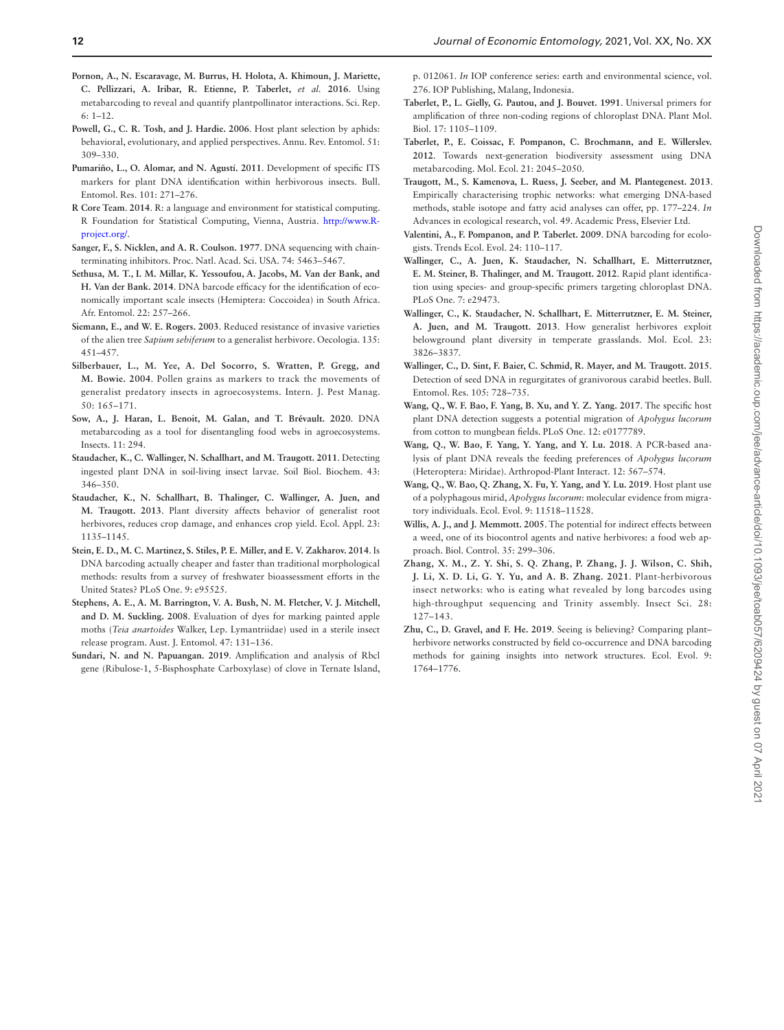**Pornon, A., N. Escaravage, M. Burrus, H. Holota, A. Khimoun, J. Mariette, C. Pellizzari, A. Iribar, R. Etienne, P. Taberlet, *et al.* 2016**. Using metabarcoding to reveal and quantify plantpollinator interactions. Sci. Rep. 6: 1–12.

**Powell, G., C. R. Tosh, and J. Hardie. 2006**. Host plant selection by aphids: behavioral, evolutionary, and applied perspectives. Annu. Rev. Entomol. 51: 309–330.

**Pumariño, L., O. Alomar, and N. Agustí. 2011**. Development of specific ITS markers for plant DNA identification within herbivorous insects. Bull. Entomol. Res. 101: 271–276.

**R Core Team. 2014**. R: a language and environment for statistical computing. R Foundation for Statistical Computing, Vienna, Austria. http://www.R-project.org/.

**Sanger, F., S. Nicklen, and A. R. Coulson. 1977**. DNA sequencing with chain-terminating inhibitors. Proc. Natl. Acad. Sci. USA. 74: 5463–5467.

**Sethusa, M. T., I. M. Millar, K. Yessoufou, A. Jacobs, M. Van der Bank, and H. Van der Bank. 2014**. DNA barcode efficacy for the identification of economically important scale insects (Hemiptera: Coccoidea) in South Africa. Afr. Entomol. 22: 257–266.

**Siemann, E., and W. E. Rogers. 2003**. Reduced resistance of invasive varieties of the alien tree *Sapium sebiferum* to a generalist herbivore. Oecologia. 135: 451–457.

**Silberbauer, L., M. Yee, A. Del Socorro, S. Wratten, P. Gregg, and M. Bowie. 2004**. Pollen grains as markers to track the movements of generalist predatory insects in agroecosystems. Intern. J. Pest Manag. 50: 165–171.

**Sow, A., J. Haran, L. Benoit, M. Galan, and T. Brévault. 2020**. DNA metabarcoding as a tool for disentangling food webs in agroecosystems. Insects. 11: 294.

**Staudacher, K., C. Wallinger, N. Schallhart, and M. Traugott. 2011**. Detecting ingested plant DNA in soil-living insect larvae. Soil Biol. Biochem. 43: 346–350.

**Staudacher, K., N. Schallhart, B. Thalinger, C. Wallinger, A. Juen, and M. Traugott. 2013**. Plant diversity affects behavior of generalist root herbivores, reduces crop damage, and enhances crop yield. Ecol. Appl. 23: 1135–1145.

**Stein, E. D., M. C. Martinez, S. Stiles, P. E. Miller, and E. V. Zakharov. 2014**. Is DNA barcoding actually cheaper and faster than traditional morphological methods: results from a survey of freshwater bioassessment efforts in the United States? PLoS One. 9: e95525.

**Stephens, A. E., A. M. Barrington, V. A. Bush, N. M. Fletcher, V. J. Mitchell, and D. M. Suckling. 2008**. Evaluation of dyes for marking painted apple moths (*Teia anartoides* Walker, Lep. Lymantriidae) used in a sterile insect release program. Aust. J. Entomol. 47: 131–136.

**Sundari, N. and N. Papuangan. 2019**. Amplification and analysis of Rbcl gene (Ribulose-1, 5-Bisphosphate Carboxylase) of clove in Ternate Island, p. 012061. *In* IOP conference series: earth and environmental science, vol. 276. IOP Publishing, Malang, Indonesia.

**Taberlet, P., L. Gielly, G. Pautou, and J. Bouvet. 1991**. Universal primers for amplification of three non-coding regions of chloroplast DNA. Plant Mol. Biol. 17: 1105–1109.

**Taberlet, P., E. Coissac, F. Pompanon, C. Brochmann, and E. Willerslev. 2012**. Towards next-generation biodiversity assessment using DNA metabarcoding. Mol. Ecol. 21: 2045–2050.

**Traugott, M., S. Kamenova, L. Ruess, J. Seeber, and M. Plantegenest. 2013**. Empirically characterising trophic networks: what emerging DNA-based methods, stable isotope and fatty acid analyses can offer, pp. 177–224. *In* Advances in ecological research, vol. 49. Academic Press, Elsevier Ltd.

**Valentini, A., F. Pompanon, and P. Taberlet. 2009**. DNA barcoding for ecologists. Trends Ecol. Evol. 24: 110–117.

**Wallinger, C., A. Juen, K. Staudacher, N. Schallhart, E. Mitterrutzner, E. M. Steiner, B. Thalinger, and M. Traugott. 2012**. Rapid plant identification using species- and group-specific primers targeting chloroplast DNA. PLoS One. 7: e29473.

**Wallinger, C., K. Staudacher, N. Schallhart, E. Mitterrutzner, E. M. Steiner, A. Juen, and M. Traugott. 2013**. How generalist herbivores exploit belowground plant diversity in temperate grasslands. Mol. Ecol. 23: 3826–3837.

**Wallinger, C., D. Sint, F. Baier, C. Schmid, R. Mayer, and M. Traugott. 2015**. Detection of seed DNA in regurgitates of granivorous carabid beetles. Bull. Entomol. Res. 105: 728–735.

**Wang, Q., W. F. Bao, F. Yang, B. Xu, and Y. Z. Yang. 2017**. The specific host plant DNA detection suggests a potential migration of *Apolygus lucorum* from cotton to mungbean fields. PLoS One. 12: e0177789.

**Wang, Q., W. Bao, F. Yang, Y. Yang, and Y. Lu. 2018**. A PCR-based analysis of plant DNA reveals the feeding preferences of *Apolygus lucorum* (Heteroptera: Miridae). Arthropod-Plant Interact. 12: 567–574.

**Wang, Q., W. Bao, Q. Zhang, X. Fu, Y. Yang, and Y. Lu. 2019**. Host plant use of a polyphagous mirid, *Apolygus lucorum*: molecular evidence from migratory individuals. Ecol. Evol. 9: 11518–11528.

**Willis, A. J., and J. Memmott. 2005**. The potential for indirect effects between a weed, one of its biocontrol agents and native herbivores: a food web approach. Biol. Control. 35: 299–306.

**Zhang, X. M., Z. Y. Shi, S. Q. Zhang, P. Zhang, J. J. Wilson, C. Shih, J. Li, X. D. Li, G. Y. Yu, and A. B. Zhang. 2021**. Plant-herbivorous insect networks: who is eating what revealed by long barcodes using high-throughput sequencing and Trinity assembly. Insect Sci. 28: 127–143.

**Zhu, C., D. Gravel, and F. He. 2019**. Seeing is believing? Comparing plant–herbivore networks constructed by field co-occurrence and DNA barcoding methods for gaining insights into network structures. Ecol. Evol. 9: 1764–1776.